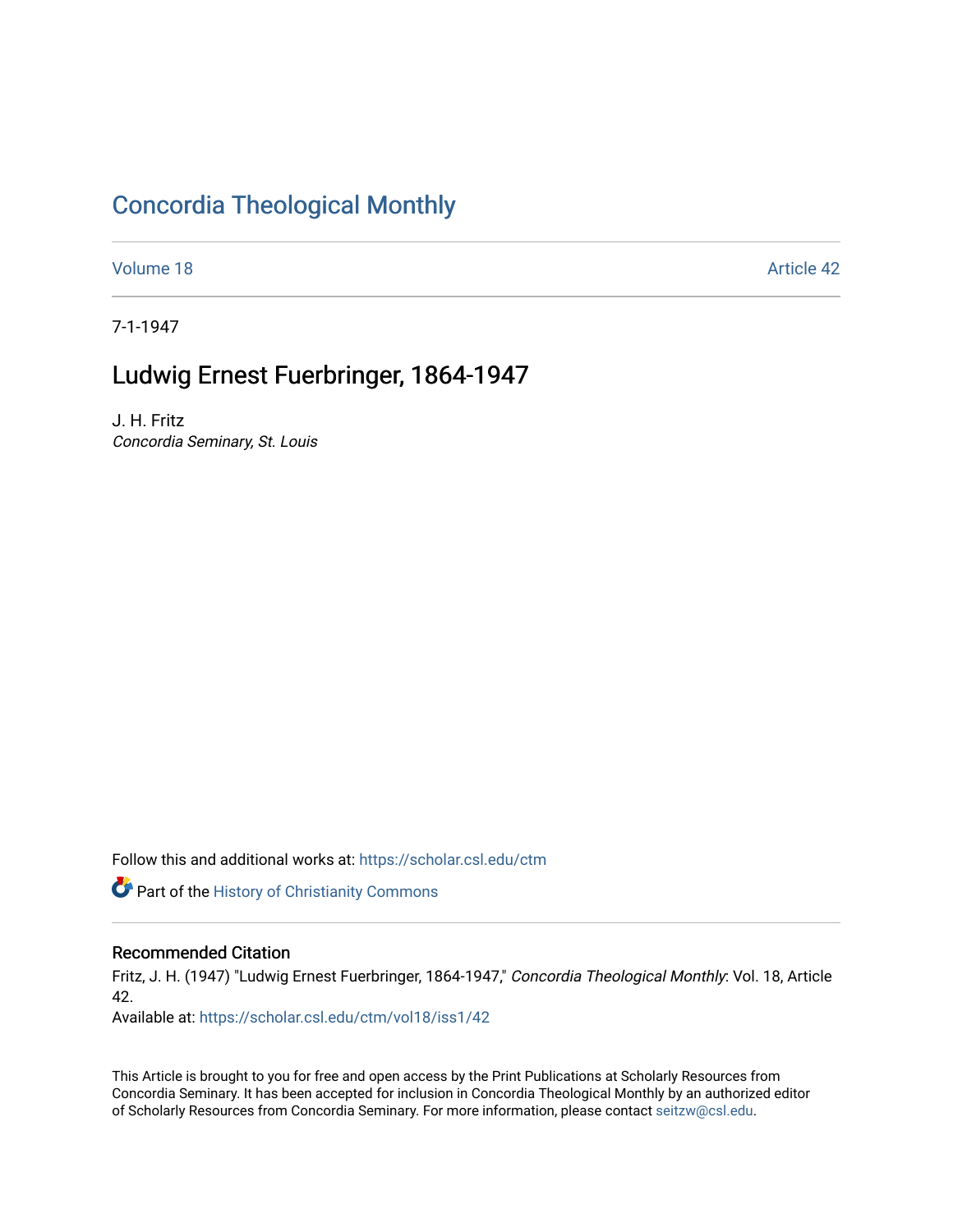# Concordia Theological Monthly

Volume 18 Article 42

7-1-1947

## Ludwig Ernest Fuerbringer, 1864-1947

J. H. Fritz
*Concordia Seminary, St. Louis*

Follow this and additional works at: https://scholar.csl.edu/ctm

Part of the History of Christianity Commons

### Recommended Citation

Fritz, J. H. (1947) "Ludwig Ernest Fuerbringer, 1864-1947," *Concordia Theological Monthly*: Vol. 18, Article 42.

Available at: https://scholar.csl.edu/ctm/vol18/iss1/42

This Article is brought to you for free and open access by the Print Publications at Scholarly Resources from Concordia Seminary. It has been accepted for inclusion in Concordia Theological Monthly by an authorized editor of Scholarly Resources from Concordia Seminary. For more information, please contact seitzw@csl.edu.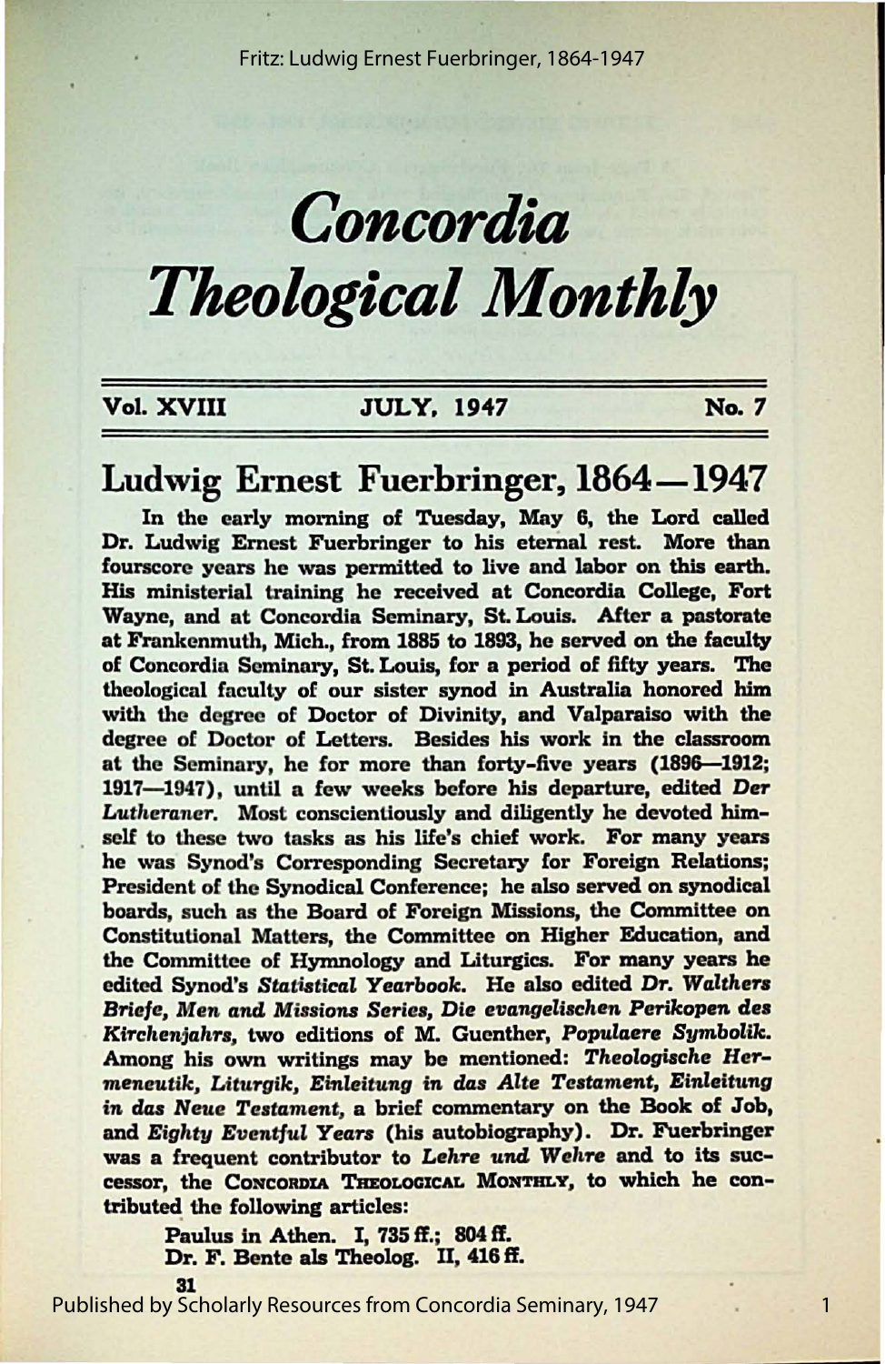# Concordia Theological Monthly

**Vol. XVIII JULY, 1947 No. 7**

## Ludwig Ernest Fuerbringer, 1864—1947

**In the early morning of Tuesday, May 6, the Lord called Dr. Ludwig Ernest Fuerbringer to his eternal rest. More than fourscore years he was permitted to live and labor on this earth. His ministerial training he received at Concordia College, Fort Wayne, and at Concordia Seminary, St. Louis. After a pastorate at Frankenmuth, Mich., from 1885 to 1893, he served on the faculty of Concordia Seminary, St. Louis, for a period of fifty years. The theological faculty of our sister synod in Australia honored him with the degree of Doctor of Divinity, and Valparaiso with the degree of Doctor of Letters. Besides his work in the classroom at the Seminary, he for more than forty-five years (1896—1912; 1917—1947), until a few weeks before his departure, edited *Der Lutheraner*. Most conscientiously and diligently he devoted himself to these two tasks as his life's chief work. For many years he was Synod's Corresponding Secretary for Foreign Relations; President of the Synodical Conference; he also served on synodical boards, such as the Board of Foreign Missions, the Committee on Constitutional Matters, the Committee on Higher Education, and the Committee of Hymnology and Liturgics. For many years he edited Synod's *Statistical Yearbook*. He also edited *Dr. Walthers Briefe*, *Men and Missions Series*, *Die evangelischen Perikopen des Kirchenjahrs*, two editions of M. Guenther, *Populaere Symbolik*. Among his own writings may be mentioned: *Theologische Hermeneutik*, *Liturgik*, *Einleitung in das Alte Testament*, *Einleitung in das Neue Testament*, a brief commentary on the Book of Job, and *Eighty Eventful Years* (his autobiography). Dr. Fuerbringer was a frequent contributor to *Lehre und Wehre* and to its successor, the CONCORDIA THEOLOGICAL MONTHLY, to which he contributed the following articles:**

**Paulus in Athen. I, 735 ff.; 804 ff.**
**Dr. F. Bente als Theolog. II, 416 ff.**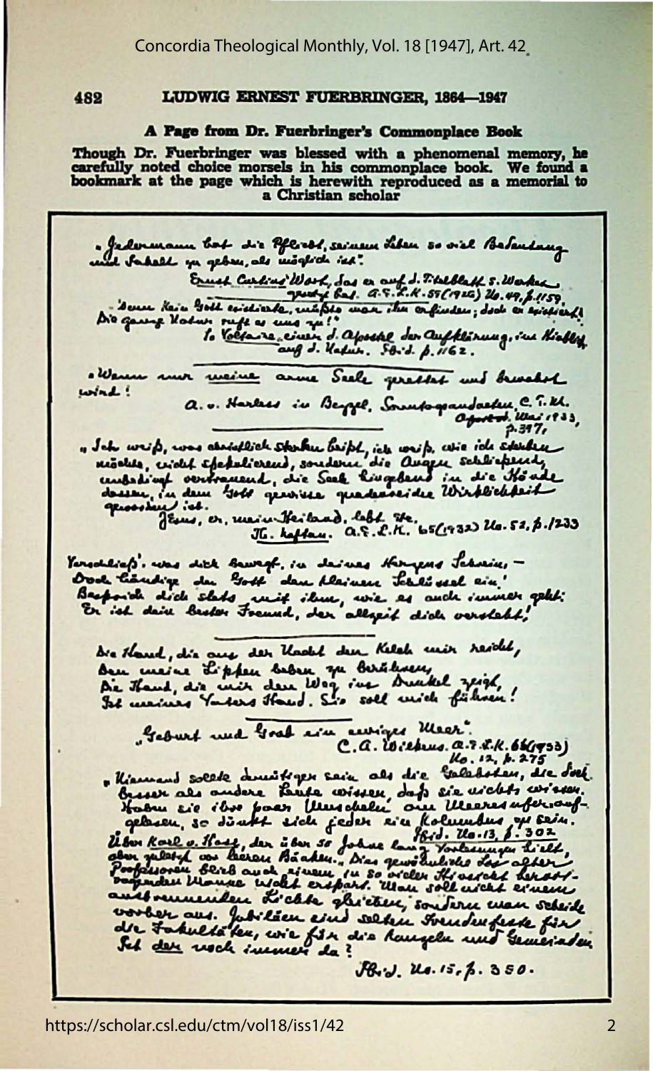## A Page from Dr. Fuerbringer's Commonplace Book

**Though Dr. Fuerbringer was blessed with a phenomenal memory, he carefully noted choice morsels in his commonplace book. We found a bookmark at the page which is herewith reproduced as a memorial to a Christian scholar**

„Jedermann hat die Pflicht, seinem Leben so viel Bedeutung und Gehalt zu geben, als möglich ist."

Ernst Curtius' Wort, das er auf d. Titelblatt s. Werken geschr. hat. A. E. L. K. 59 (1926) No. 49, p. 1159.

„Denn kein Gott existierte, müßte man ihn erfinden; doch er existiert! Die ganze Natur ruft es uns zu!"

So Voltaire, einer d. Apostel der Aufklärung, im Hinblick auf d. Natur. Ibid. p. 1162.

„Wenn nur meine arme Seele gerettet und bewahrt wird!

A. v. Harless in Beyzel, Sonntagsandachten. C. T. M. April/Mai 1933, p. 397.

„Ich weiß, was christlich sterben heißt, ich weiß, wie ich sterben möchte, nicht spekulierend, sondern die Augen schließend, unbedingt vertrauend, die Seele hingebend in die Hände dessen, in dem Gott gewisse gnadenreiche Wirklichkeit geworden ist.

Jesus, er, mein Heiland, lebt &c.

Th. Kaftan. A. E. L. K. 65 (1932) No. 52, p. 1233

Verschließ', was dich bewegt, in deines Herzens Schrein, —
Doch kündige du Gott den kleinen Schlüssel ein.'
Besprich dich stets mit ihm, wie es auch immer geht:
Er ist dein bester Freund, der allzeit dich versteht!

Die Hand, die aus der Nacht den Kelch mir reicht,
Den meine Lippen beben zu berühren,
Die Hand, die mir den Weg ins Dunkel zeigt,
Ist meines Vaters Hand. Sie soll mich führen!

„Geburt und Grab ein ewiges Meer".

C. A. Wickens. A. E. L. K. 66 (1933) No. 12, p. 275

„Niemand sollte demütiger sein als die Gelehrten, die doch besser als andere Leute wissen, daß sie nichts wissen. Haben sie ihre paar Muscheln am Meeresufer aufgelesen, so dünkt sich jeder ein Kolumbus zu sein.

Ibid. No. 13, p. 302

Über Karl v. Hase, der über 50 Jahre lang Vorlesungen hielt, aber zuletzt vor leeren Bänken. „Das gewöhnliche Los alter Professoren blieb auch einem in so vielen Hinsicht hervorragenden Manne nicht erspart. Man soll nicht einem ausbrennenden Lichte gleichen, sondern man scheide vorher aus. Jubiläen sind selten Freudenfeste für die Fakultäten, wie für die Kanzeln und Gemeinden. Ist der noch immer da?

Ibid. No. 15, p. 350.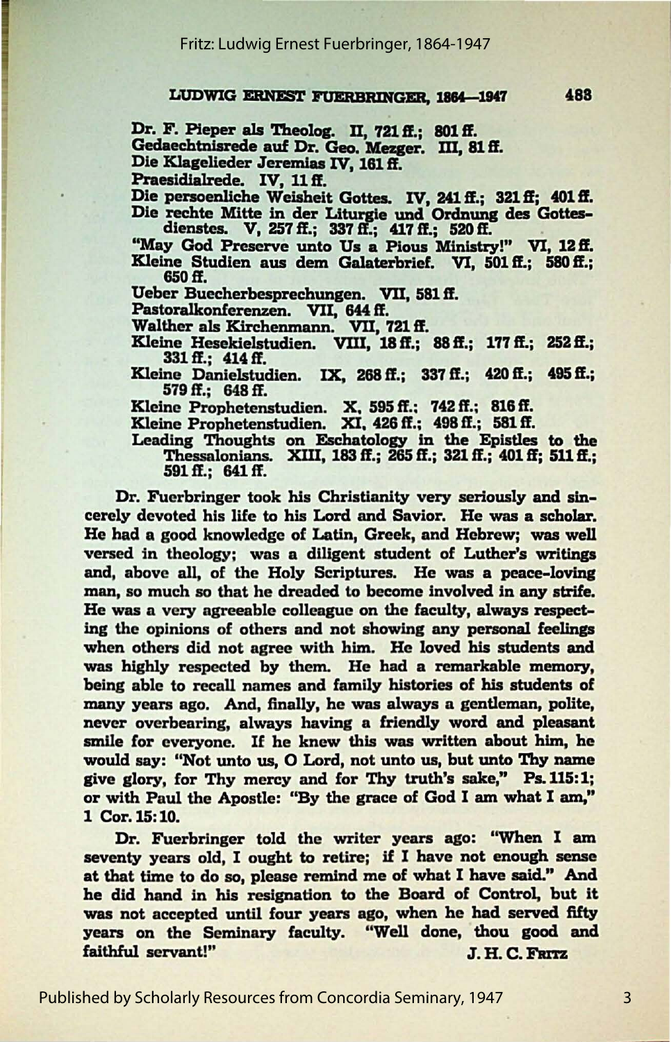Dr. F. Pieper als Theolog. II, 721 ff.; 801 ff.
Gedaechtnisrede auf Dr. Geo. Mezger. III, 81 ff.
Die Klagelieder Jeremias IV, 161 ff.
Praesidialrede. IV, 11 ff.
Die persoenliche Weisheit Gottes. IV, 241 ff.; 321 ff; 401 ff.
Die rechte Mitte in der Liturgie und Ordnung des Gottesdienstes. V, 257 ff.; 337 ff.; 417 ff.; 520 ff.
"May God Preserve unto Us a Pious Ministry!" VI, 12 ff.
Kleine Studien aus dem Galaterbrief. VI, 501 ff.; 580 ff.; 650 ff.
Ueber Buecherbesprechungen. VII, 581 ff.
Pastoralkonferenzen. VII, 644 ff.
Walther als Kirchenmann. VII, 721 ff.
Kleine Hesekielstudien. VIII, 18 ff.; 88 ff.; 177 ff.; 252 ff.; 331 ff.; 414 ff.
Kleine Danielstudien. IX, 268 ff.; 337 ff.; 420 ff.; 495 ff.; 579 ff.; 648 ff.
Kleine Prophetenstudien. X, 595 ff.; 742 ff.; 816 ff.
Kleine Prophetenstudien. XI, 426 ff.; 498 ff.; 581 ff.
Leading Thoughts on Eschatology in the Epistles to the Thessalonians. XIII, 183 ff.; 265 ff.; 321 ff.; 401 ff; 511 ff.; 591 ff.; 641 ff.

Dr. Fuerbringer took his Christianity very seriously and sincerely devoted his life to his Lord and Savior. He was a scholar. He had a good knowledge of Latin, Greek, and Hebrew; was well versed in theology; was a diligent student of Luther's writings and, above all, of the Holy Scriptures. He was a peace-loving man, so much so that he dreaded to become involved in any strife. He was a very agreeable colleague on the faculty, always respecting the opinions of others and not showing any personal feelings when others did not agree with him. He loved his students and was highly respected by them. He had a remarkable memory, being able to recall names and family histories of his students of many years ago. And, finally, he was always a gentleman, polite, never overbearing, always having a friendly word and pleasant smile for everyone. If he knew this was written about him, he would say: "Not unto us, O Lord, not unto us, but unto Thy name give glory, for Thy mercy and for Thy truth's sake," Ps. 115:1; or with Paul the Apostle: "By the grace of God I am what I am," 1 Cor. 15:10.

Dr. Fuerbringer told the writer years ago: "When I am seventy years old, I ought to retire; if I have not enough sense at that time to do so, please remind me of what I have said." And he did hand in his resignation to the Board of Control, but it was not accepted until four years ago, when he had served fifty years on the Seminary faculty. "Well done, thou good and faithful servant!"

J. H. C. Fritz